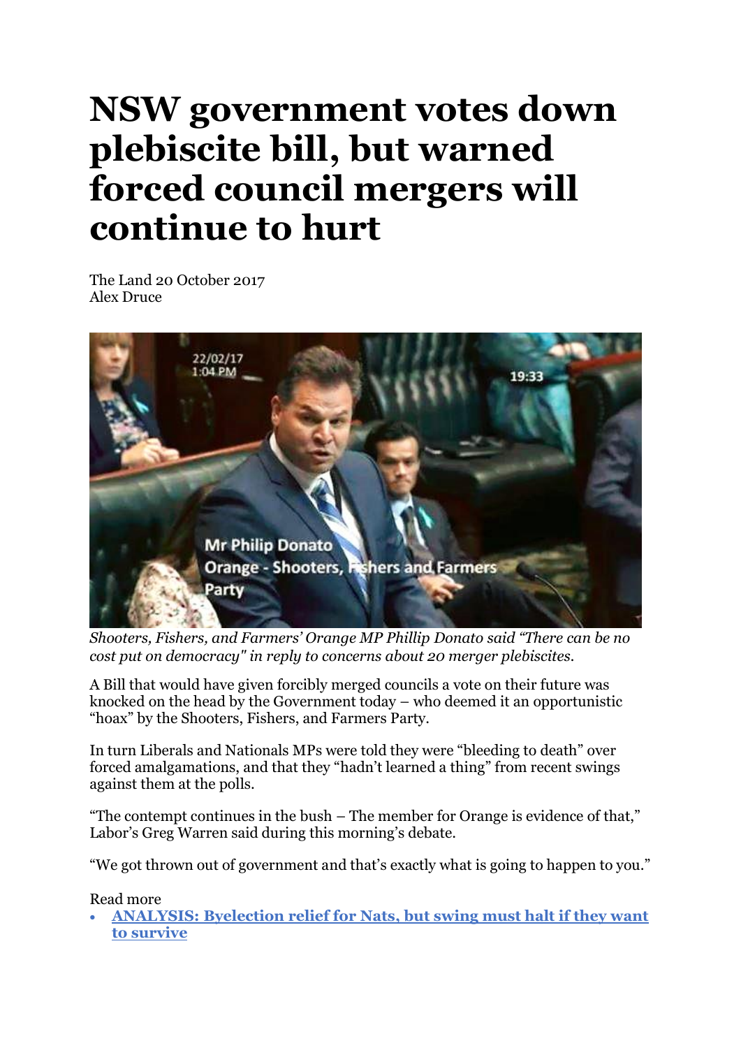# NSW government votes down plebiscite bill, but warned forced council mergers will continue to hurt

The Land 20 October 2017
Alex Druce

*Shooters, Fishers, and Farmers' Orange MP Phillip Donato said "There can be no cost put on democracy" in reply to concerns about 20 merger plebiscites.*

A Bill that would have given forcibly merged councils a vote on their future was knocked on the head by the Government today – who deemed it an opportunistic "hoax" by the Shooters, Fishers, and Farmers Party.

In turn Liberals and Nationals MPs were told they were "bleeding to death" over forced amalgamations, and that they "hadn't learned a thing" from recent swings against them at the polls.

"The contempt continues in the bush – The member for Orange is evidence of that," Labor's Greg Warren said during this morning's debate.

"We got thrown out of government and that's exactly what is going to happen to you."

Read more

- **ANALYSIS: Byelection relief for Nats, but swing must halt if they want to survive**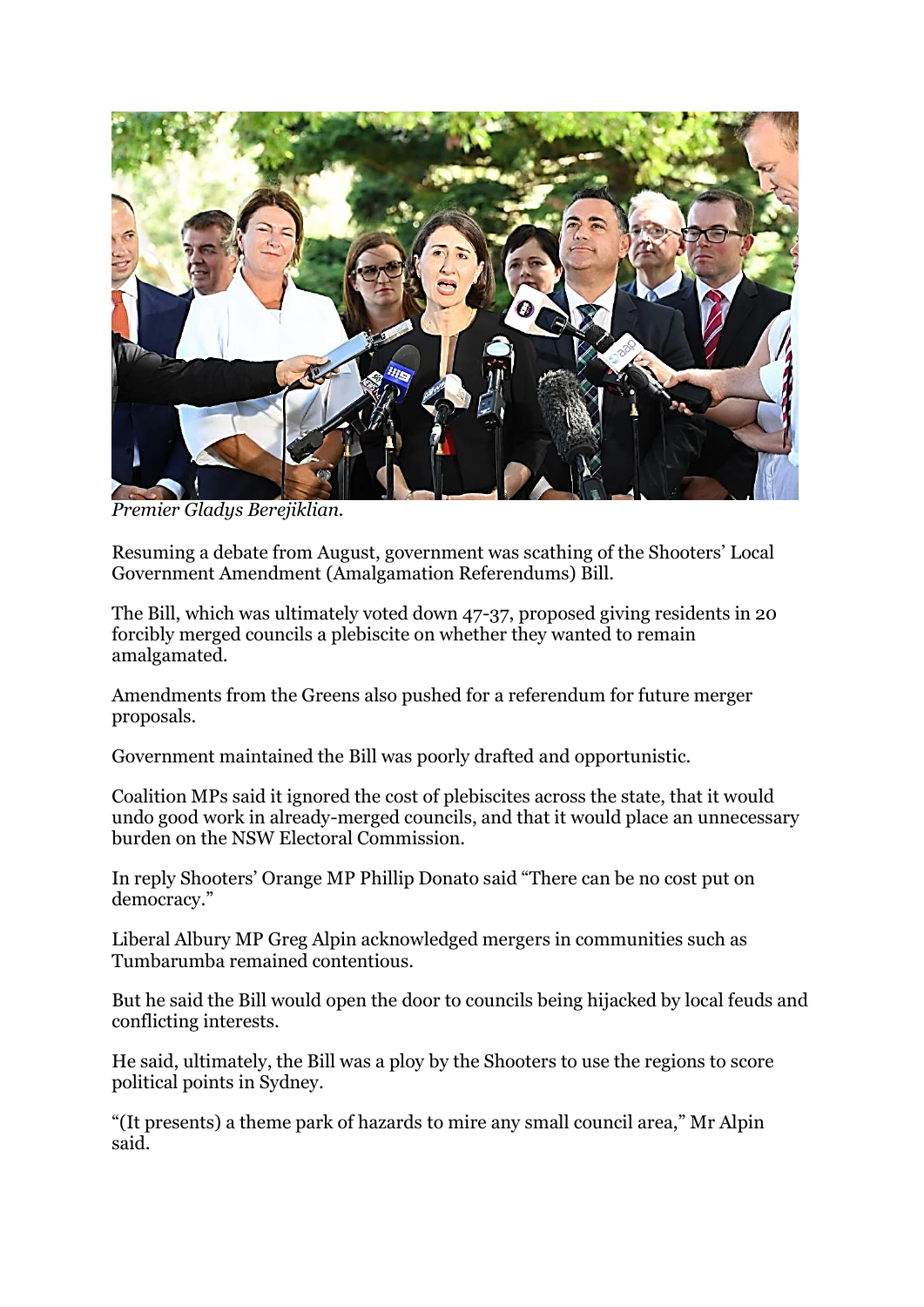*Premier Gladys Berejiklian.*

Resuming a debate from August, government was scathing of the Shooters' Local Government Amendment (Amalgamation Referendums) Bill.

The Bill, which was ultimately voted down 47-37, proposed giving residents in 20 forcibly merged councils a plebiscite on whether they wanted to remain amalgamated.

Amendments from the Greens also pushed for a referendum for future merger proposals.

Government maintained the Bill was poorly drafted and opportunistic.

Coalition MPs said it ignored the cost of plebiscites across the state, that it would undo good work in already-merged councils, and that it would place an unnecessary burden on the NSW Electoral Commission.

In reply Shooters' Orange MP Phillip Donato said "There can be no cost put on democracy."

Liberal Albury MP Greg Alpin acknowledged mergers in communities such as Tumbarumba remained contentious.

But he said the Bill would open the door to councils being hijacked by local feuds and conflicting interests.

He said, ultimately, the Bill was a ploy by the Shooters to use the regions to score political points in Sydney.

"(It presents) a theme park of hazards to mire any small council area," Mr Alpin said.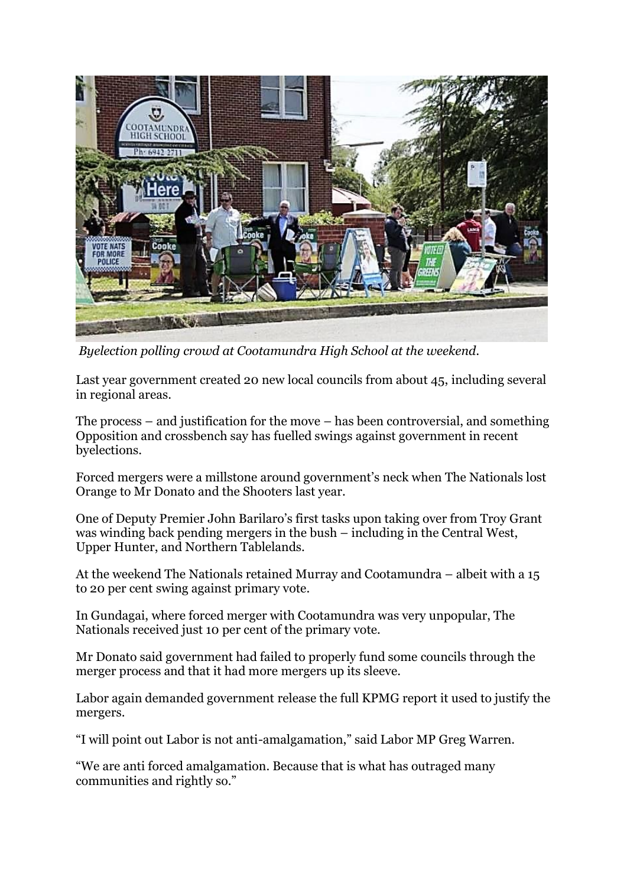*Byelection polling crowd at Cootamundra High School at the weekend.*

Last year government created 20 new local councils from about 45, including several in regional areas.

The process – and justification for the move – has been controversial, and something Opposition and crossbench say has fuelled swings against government in recent byelections.

Forced mergers were a millstone around government's neck when The Nationals lost Orange to Mr Donato and the Shooters last year.

One of Deputy Premier John Barilaro's first tasks upon taking over from Troy Grant was winding back pending mergers in the bush – including in the Central West, Upper Hunter, and Northern Tablelands.

At the weekend The Nationals retained Murray and Cootamundra – albeit with a 15 to 20 per cent swing against primary vote.

In Gundagai, where forced merger with Cootamundra was very unpopular, The Nationals received just 10 per cent of the primary vote.

Mr Donato said government had failed to properly fund some councils through the merger process and that it had more mergers up its sleeve.

Labor again demanded government release the full KPMG report it used to justify the mergers.

"I will point out Labor is not anti-amalgamation," said Labor MP Greg Warren.

"We are anti forced amalgamation. Because that is what has outraged many communities and rightly so."